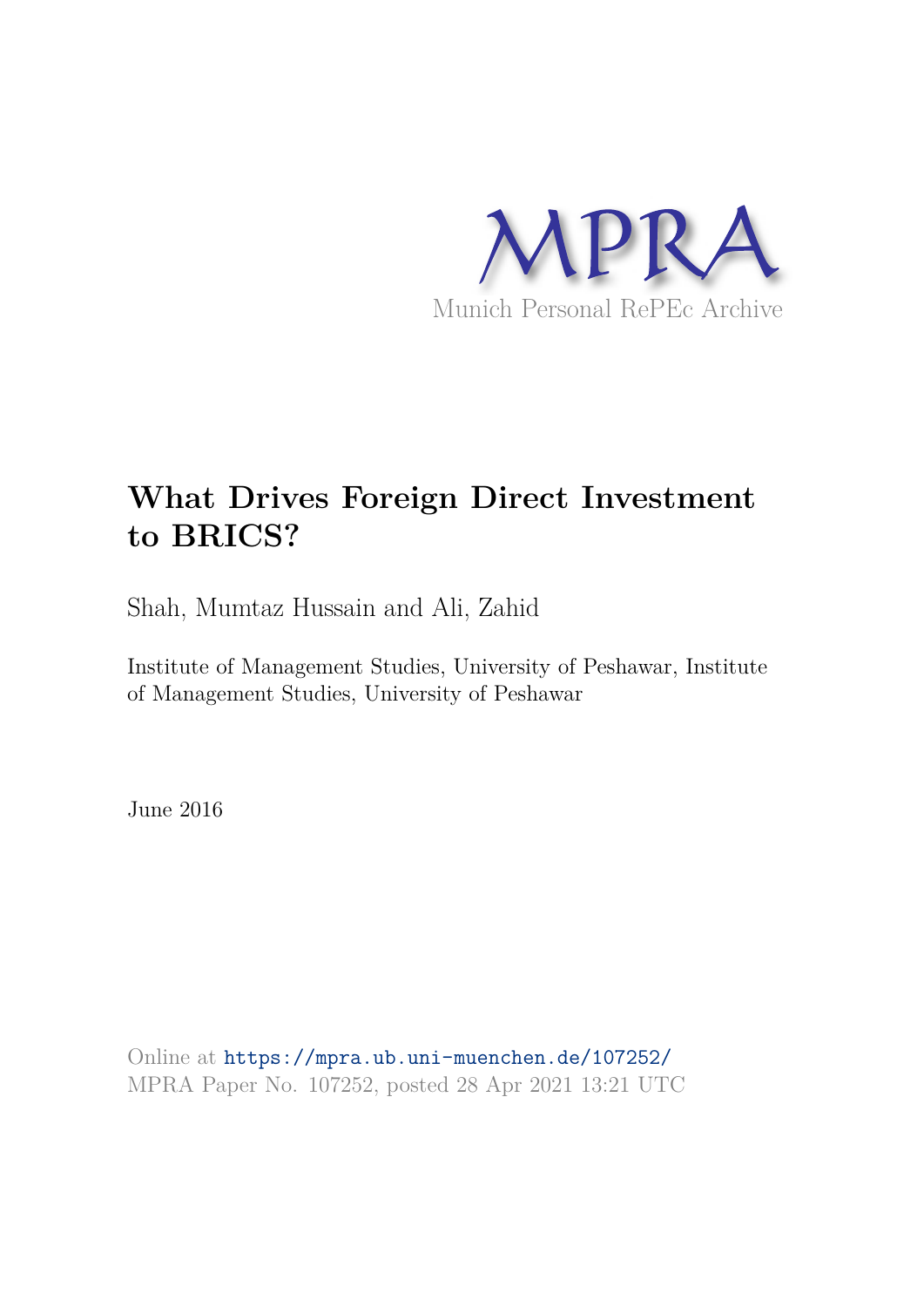MPRA

Munich Personal RePEc Archive

# What Drives Foreign Direct Investment to BRICS?

Shah, Mumtaz Hussain and Ali, Zahid

Institute of Management Studies, University of Peshawar, Institute of Management Studies, University of Peshawar

June 2016

Online at https://mpra.ub.uni-muenchen.de/107252/
MPRA Paper No. 107252, posted 28 Apr 2021 13:21 UTC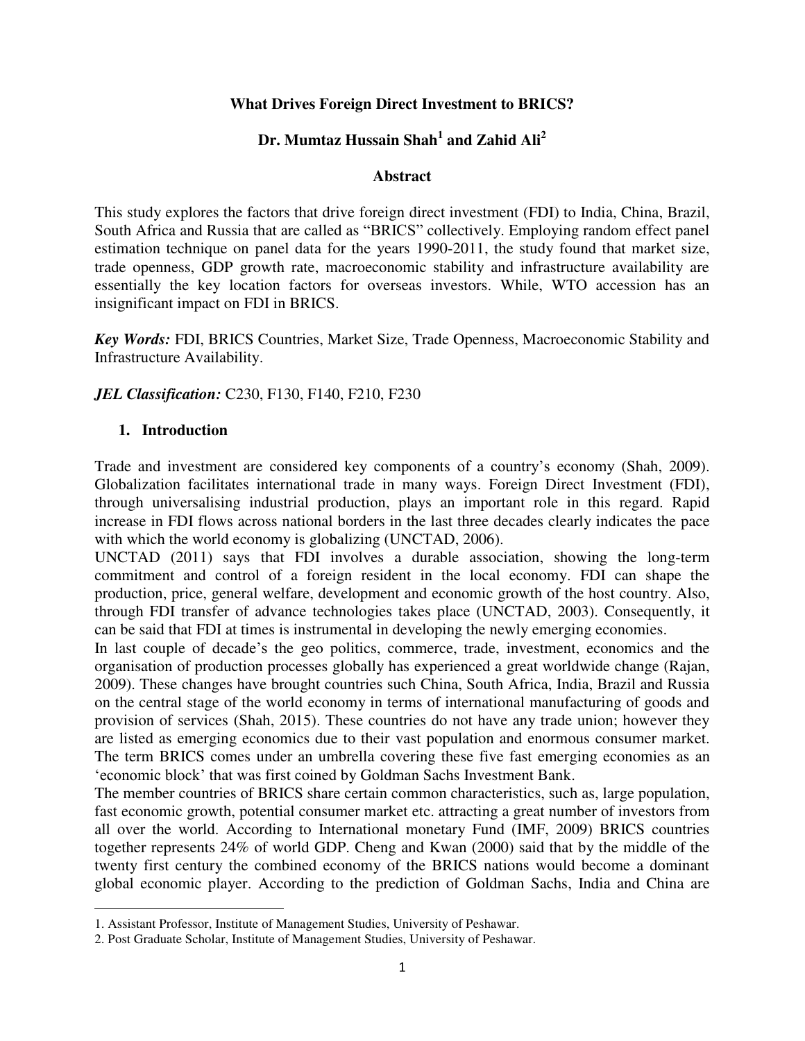# What Drives Foreign Direct Investment to BRICS?

## Dr. Mumtaz Hussain Shah[1] and Zahid Ali[2]

### Abstract

This study explores the factors that drive foreign direct investment (FDI) to India, China, Brazil, South Africa and Russia that are called as "BRICS" collectively. Employing random effect panel estimation technique on panel data for the years 1990-2011, the study found that market size, trade openness, GDP growth rate, macroeconomic stability and infrastructure availability are essentially the key location factors for overseas investors. While, WTO accession has an insignificant impact on FDI in BRICS.

***Key Words:*** FDI, BRICS Countries, Market Size, Trade Openness, Macroeconomic Stability and Infrastructure Availability.

***JEL Classification:*** C230, F130, F140, F210, F230

## 1. Introduction

Trade and investment are considered key components of a country's economy (Shah, 2009). Globalization facilitates international trade in many ways. Foreign Direct Investment (FDI), through universalising industrial production, plays an important role in this regard. Rapid increase in FDI flows across national borders in the last three decades clearly indicates the pace with which the world economy is globalizing (UNCTAD, 2006).

UNCTAD (2011) says that FDI involves a durable association, showing the long-term commitment and control of a foreign resident in the local economy. FDI can shape the production, price, general welfare, development and economic growth of the host country. Also, through FDI transfer of advance technologies takes place (UNCTAD, 2003). Consequently, it can be said that FDI at times is instrumental in developing the newly emerging economies.

In last couple of decade's the geo politics, commerce, trade, investment, economics and the organisation of production processes globally has experienced a great worldwide change (Rajan, 2009). These changes have brought countries such China, South Africa, India, Brazil and Russia on the central stage of the world economy in terms of international manufacturing of goods and provision of services (Shah, 2015). These countries do not have any trade union; however they are listed as emerging economics due to their vast population and enormous consumer market. The term BRICS comes under an umbrella covering these five fast emerging economies as an 'economic block' that was first coined by Goldman Sachs Investment Bank.

The member countries of BRICS share certain common characteristics, such as, large population, fast economic growth, potential consumer market etc. attracting a great number of investors from all over the world. According to International monetary Fund (IMF, 2009) BRICS countries together represents 24% of world GDP. Cheng and Kwan (2000) said that by the middle of the twenty first century the combined economy of the BRICS nations would become a dominant global economic player. According to the prediction of Goldman Sachs, India and China are

---

1. Assistant Professor, Institute of Management Studies, University of Peshawar.
2. Post Graduate Scholar, Institute of Management Studies, University of Peshawar.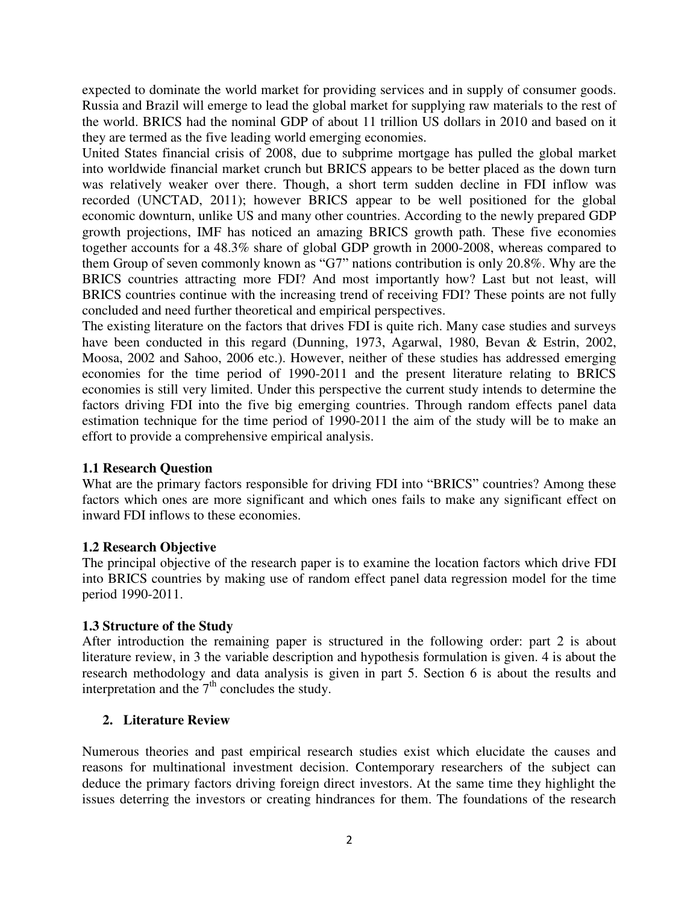expected to dominate the world market for providing services and in supply of consumer goods. Russia and Brazil will emerge to lead the global market for supplying raw materials to the rest of the world. BRICS had the nominal GDP of about 11 trillion US dollars in 2010 and based on it they are termed as the five leading world emerging economies.

United States financial crisis of 2008, due to subprime mortgage has pulled the global market into worldwide financial market crunch but BRICS appears to be better placed as the down turn was relatively weaker over there. Though, a short term sudden decline in FDI inflow was recorded (UNCTAD, 2011); however BRICS appear to be well positioned for the global economic downturn, unlike US and many other countries. According to the newly prepared GDP growth projections, IMF has noticed an amazing BRICS growth path. These five economies together accounts for a 48.3% share of global GDP growth in 2000-2008, whereas compared to them Group of seven commonly known as "G7" nations contribution is only 20.8%. Why are the BRICS countries attracting more FDI? And most importantly how? Last but not least, will BRICS countries continue with the increasing trend of receiving FDI? These points are not fully concluded and need further theoretical and empirical perspectives.

The existing literature on the factors that drives FDI is quite rich. Many case studies and surveys have been conducted in this regard (Dunning, 1973, Agarwal, 1980, Bevan & Estrin, 2002, Moosa, 2002 and Sahoo, 2006 etc.). However, neither of these studies has addressed emerging economies for the time period of 1990-2011 and the present literature relating to BRICS economies is still very limited. Under this perspective the current study intends to determine the factors driving FDI into the five big emerging countries. Through random effects panel data estimation technique for the time period of 1990-2011 the aim of the study will be to make an effort to provide a comprehensive empirical analysis.

### 1.1 Research Question

What are the primary factors responsible for driving FDI into "BRICS" countries? Among these factors which ones are more significant and which ones fails to make any significant effect on inward FDI inflows to these economies.

### 1.2 Research Objective

The principal objective of the research paper is to examine the location factors which drive FDI into BRICS countries by making use of random effect panel data regression model for the time period 1990-2011.

### 1.3 Structure of the Study

After introduction the remaining paper is structured in the following order: part 2 is about literature review, in 3 the variable description and hypothesis formulation is given. 4 is about the research methodology and data analysis is given in part 5. Section 6 is about the results and interpretation and the 7th concludes the study.

## 2. Literature Review

Numerous theories and past empirical research studies exist which elucidate the causes and reasons for multinational investment decision. Contemporary researchers of the subject can deduce the primary factors driving foreign direct investors. At the same time they highlight the issues deterring the investors or creating hindrances for them. The foundations of the research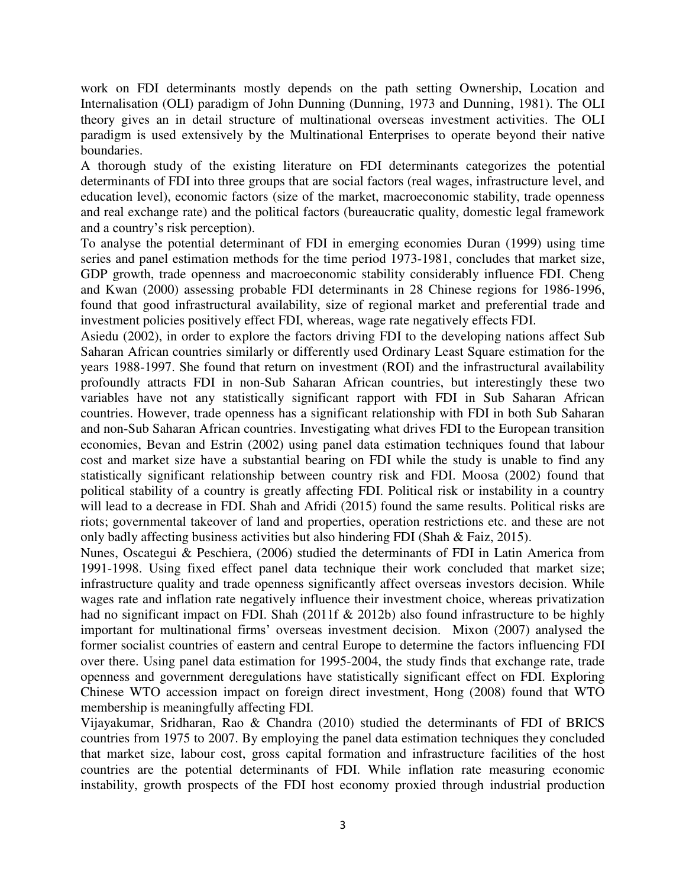work on FDI determinants mostly depends on the path setting Ownership, Location and Internalisation (OLI) paradigm of John Dunning (Dunning, 1973 and Dunning, 1981). The OLI theory gives an in detail structure of multinational overseas investment activities. The OLI paradigm is used extensively by the Multinational Enterprises to operate beyond their native boundaries.

A thorough study of the existing literature on FDI determinants categorizes the potential determinants of FDI into three groups that are social factors (real wages, infrastructure level, and education level), economic factors (size of the market, macroeconomic stability, trade openness and real exchange rate) and the political factors (bureaucratic quality, domestic legal framework and a country's risk perception).

To analyse the potential determinant of FDI in emerging economies Duran (1999) using time series and panel estimation methods for the time period 1973-1981, concludes that market size, GDP growth, trade openness and macroeconomic stability considerably influence FDI. Cheng and Kwan (2000) assessing probable FDI determinants in 28 Chinese regions for 1986-1996, found that good infrastructural availability, size of regional market and preferential trade and investment policies positively effect FDI, whereas, wage rate negatively effects FDI.

Asiedu (2002), in order to explore the factors driving FDI to the developing nations affect Sub Saharan African countries similarly or differently used Ordinary Least Square estimation for the years 1988-1997. She found that return on investment (ROI) and the infrastructural availability profoundly attracts FDI in non-Sub Saharan African countries, but interestingly these two variables have not any statistically significant rapport with FDI in Sub Saharan African countries. However, trade openness has a significant relationship with FDI in both Sub Saharan and non-Sub Saharan African countries. Investigating what drives FDI to the European transition economies, Bevan and Estrin (2002) using panel data estimation techniques found that labour cost and market size have a substantial bearing on FDI while the study is unable to find any statistically significant relationship between country risk and FDI. Moosa (2002) found that political stability of a country is greatly affecting FDI. Political risk or instability in a country will lead to a decrease in FDI. Shah and Afridi (2015) found the same results. Political risks are riots; governmental takeover of land and properties, operation restrictions etc. and these are not only badly affecting business activities but also hindering FDI (Shah & Faiz, 2015).

Nunes, Oscategui & Peschiera, (2006) studied the determinants of FDI in Latin America from 1991-1998. Using fixed effect panel data technique their work concluded that market size; infrastructure quality and trade openness significantly affect overseas investors decision. While wages rate and inflation rate negatively influence their investment choice, whereas privatization had no significant impact on FDI. Shah (2011f & 2012b) also found infrastructure to be highly important for multinational firms' overseas investment decision. Mixon (2007) analysed the former socialist countries of eastern and central Europe to determine the factors influencing FDI over there. Using panel data estimation for 1995-2004, the study finds that exchange rate, trade openness and government deregulations have statistically significant effect on FDI. Exploring Chinese WTO accession impact on foreign direct investment, Hong (2008) found that WTO membership is meaningfully affecting FDI.

Vijayakumar, Sridharan, Rao & Chandra (2010) studied the determinants of FDI of BRICS countries from 1975 to 2007. By employing the panel data estimation techniques they concluded that market size, labour cost, gross capital formation and infrastructure facilities of the host countries are the potential determinants of FDI. While inflation rate measuring economic instability, growth prospects of the FDI host economy proxied through industrial production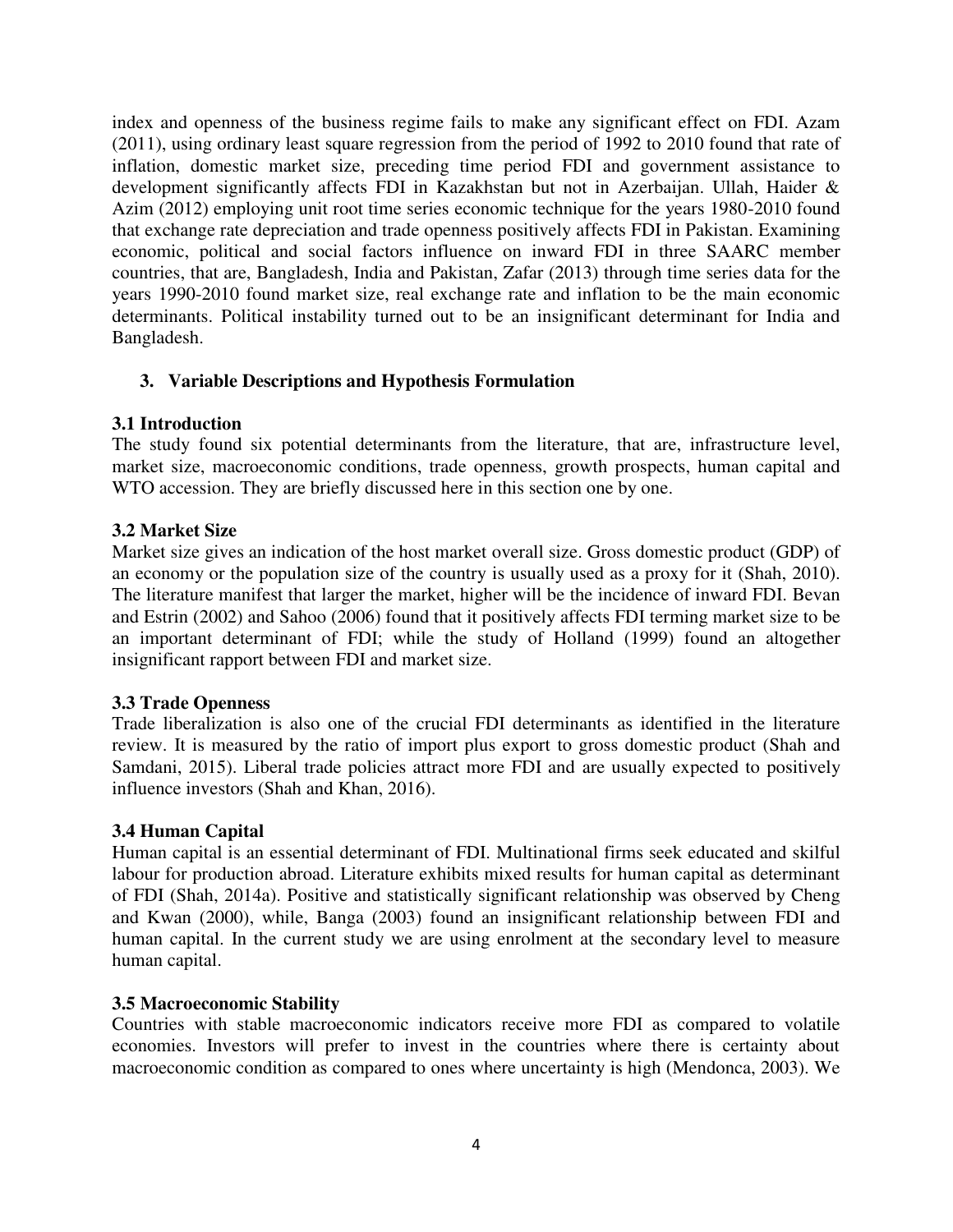index and openness of the business regime fails to make any significant effect on FDI. Azam (2011), using ordinary least square regression from the period of 1992 to 2010 found that rate of inflation, domestic market size, preceding time period FDI and government assistance to development significantly affects FDI in Kazakhstan but not in Azerbaijan. Ullah, Haider & Azim (2012) employing unit root time series economic technique for the years 1980-2010 found that exchange rate depreciation and trade openness positively affects FDI in Pakistan. Examining economic, political and social factors influence on inward FDI in three SAARC member countries, that are, Bangladesh, India and Pakistan, Zafar (2013) through time series data for the years 1990-2010 found market size, real exchange rate and inflation to be the main economic determinants. Political instability turned out to be an insignificant determinant for India and Bangladesh.

## 3. Variable Descriptions and Hypothesis Formulation

### 3.1 Introduction

The study found six potential determinants from the literature, that are, infrastructure level, market size, macroeconomic conditions, trade openness, growth prospects, human capital and WTO accession. They are briefly discussed here in this section one by one.

### 3.2 Market Size

Market size gives an indication of the host market overall size. Gross domestic product (GDP) of an economy or the population size of the country is usually used as a proxy for it (Shah, 2010). The literature manifest that larger the market, higher will be the incidence of inward FDI. Bevan and Estrin (2002) and Sahoo (2006) found that it positively affects FDI terming market size to be an important determinant of FDI; while the study of Holland (1999) found an altogether insignificant rapport between FDI and market size.

### 3.3 Trade Openness

Trade liberalization is also one of the crucial FDI determinants as identified in the literature review. It is measured by the ratio of import plus export to gross domestic product (Shah and Samdani, 2015). Liberal trade policies attract more FDI and are usually expected to positively influence investors (Shah and Khan, 2016).

### 3.4 Human Capital

Human capital is an essential determinant of FDI. Multinational firms seek educated and skilful labour for production abroad. Literature exhibits mixed results for human capital as determinant of FDI (Shah, 2014a). Positive and statistically significant relationship was observed by Cheng and Kwan (2000), while, Banga (2003) found an insignificant relationship between FDI and human capital. In the current study we are using enrolment at the secondary level to measure human capital.

### 3.5 Macroeconomic Stability

Countries with stable macroeconomic indicators receive more FDI as compared to volatile economies. Investors will prefer to invest in the countries where there is certainty about macroeconomic condition as compared to ones where uncertainty is high (Mendonca, 2003). We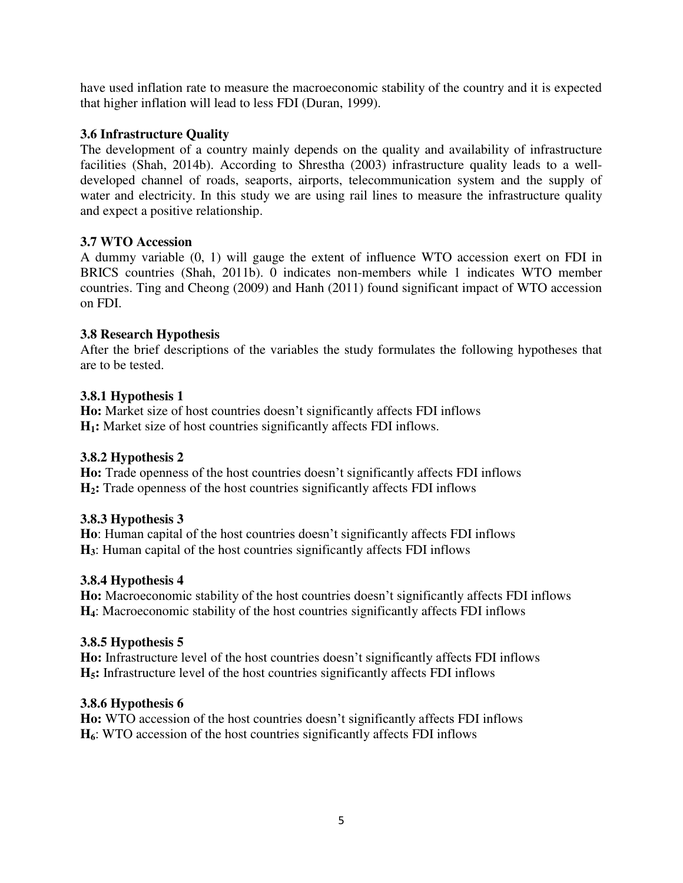have used inflation rate to measure the macroeconomic stability of the country and it is expected that higher inflation will lead to less FDI (Duran, 1999).

### 3.6 Infrastructure Quality

The development of a country mainly depends on the quality and availability of infrastructure facilities (Shah, 2014b). According to Shrestha (2003) infrastructure quality leads to a well-developed channel of roads, seaports, airports, telecommunication system and the supply of water and electricity. In this study we are using rail lines to measure the infrastructure quality and expect a positive relationship.

### 3.7 WTO Accession

A dummy variable (0, 1) will gauge the extent of influence WTO accession exert on FDI in BRICS countries (Shah, 2011b). 0 indicates non-members while 1 indicates WTO member countries. Ting and Cheong (2009) and Hanh (2011) found significant impact of WTO accession on FDI.

### 3.8 Research Hypothesis

After the brief descriptions of the variables the study formulates the following hypotheses that are to be tested.

#### 3.8.1 Hypothesis 1

**Ho:** Market size of host countries doesn't significantly affects FDI inflows
**$H_1$:** Market size of host countries significantly affects FDI inflows.

#### 3.8.2 Hypothesis 2

**Ho:** Trade openness of the host countries doesn't significantly affects FDI inflows
**$H_2$:** Trade openness of the host countries significantly affects FDI inflows

#### 3.8.3 Hypothesis 3

**Ho**: Human capital of the host countries doesn't significantly affects FDI inflows
**$H_3$**: Human capital of the host countries significantly affects FDI inflows

#### 3.8.4 Hypothesis 4

**Ho:** Macroeconomic stability of the host countries doesn't significantly affects FDI inflows
**$H_4$**: Macroeconomic stability of the host countries significantly affects FDI inflows

#### 3.8.5 Hypothesis 5

**Ho:** Infrastructure level of the host countries doesn't significantly affects FDI inflows
**$H_5$:** Infrastructure level of the host countries significantly affects FDI inflows

#### 3.8.6 Hypothesis 6

**Ho:** WTO accession of the host countries doesn't significantly affects FDI inflows
**$H_6$**: WTO accession of the host countries significantly affects FDI inflows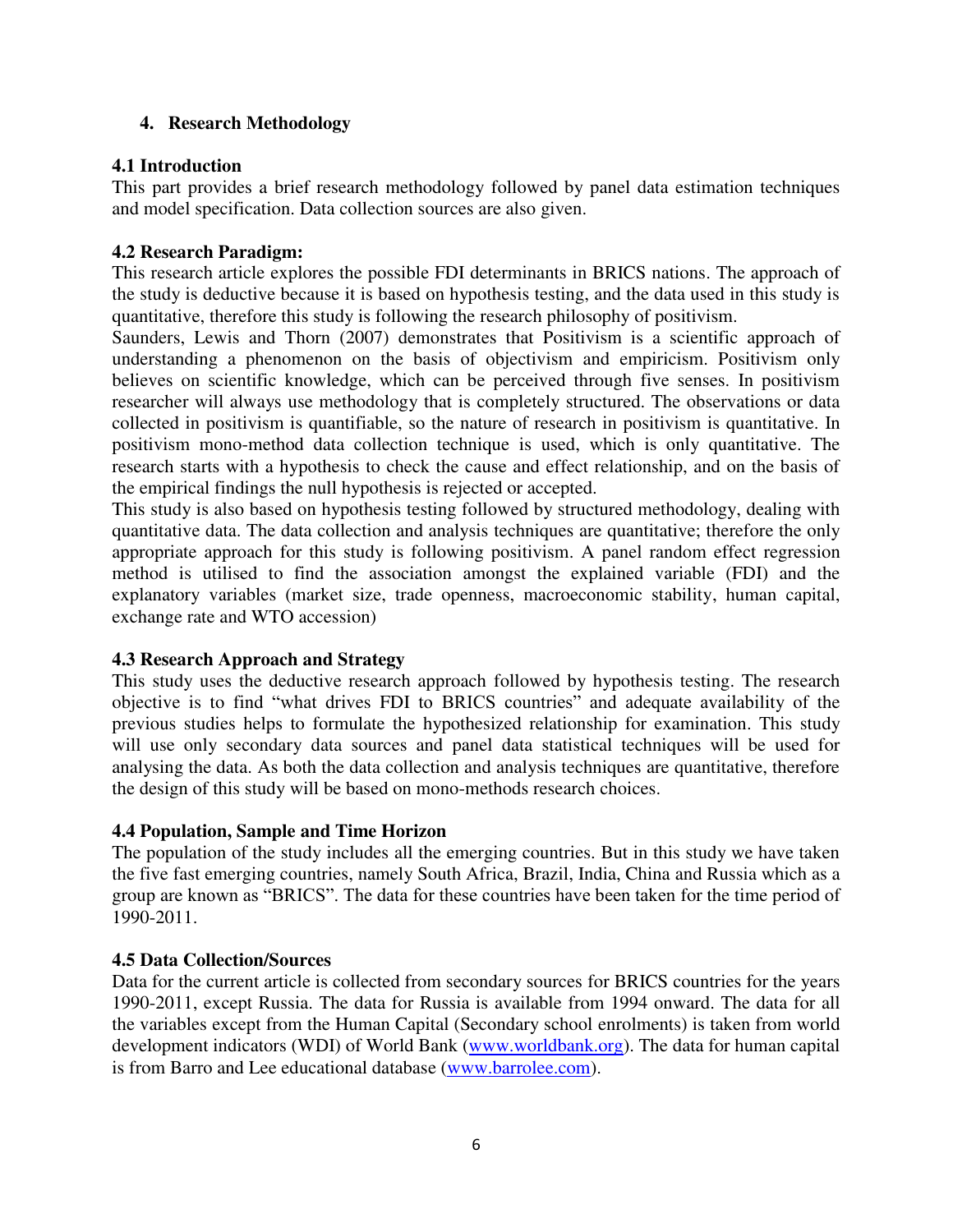## 4. Research Methodology

### 4.1 Introduction

This part provides a brief research methodology followed by panel data estimation techniques and model specification. Data collection sources are also given.

### 4.2 Research Paradigm:

This research article explores the possible FDI determinants in BRICS nations. The approach of the study is deductive because it is based on hypothesis testing, and the data used in this study is quantitative, therefore this study is following the research philosophy of positivism.

Saunders, Lewis and Thorn (2007) demonstrates that Positivism is a scientific approach of understanding a phenomenon on the basis of objectivism and empiricism. Positivism only believes on scientific knowledge, which can be perceived through five senses. In positivism researcher will always use methodology that is completely structured. The observations or data collected in positivism is quantifiable, so the nature of research in positivism is quantitative. In positivism mono-method data collection technique is used, which is only quantitative. The research starts with a hypothesis to check the cause and effect relationship, and on the basis of the empirical findings the null hypothesis is rejected or accepted.

This study is also based on hypothesis testing followed by structured methodology, dealing with quantitative data. The data collection and analysis techniques are quantitative; therefore the only appropriate approach for this study is following positivism. A panel random effect regression method is utilised to find the association amongst the explained variable (FDI) and the explanatory variables (market size, trade openness, macroeconomic stability, human capital, exchange rate and WTO accession)

### 4.3 Research Approach and Strategy

This study uses the deductive research approach followed by hypothesis testing. The research objective is to find "what drives FDI to BRICS countries" and adequate availability of the previous studies helps to formulate the hypothesized relationship for examination. This study will use only secondary data sources and panel data statistical techniques will be used for analysing the data. As both the data collection and analysis techniques are quantitative, therefore the design of this study will be based on mono-methods research choices.

### 4.4 Population, Sample and Time Horizon

The population of the study includes all the emerging countries. But in this study we have taken the five fast emerging countries, namely South Africa, Brazil, India, China and Russia which as a group are known as "BRICS". The data for these countries have been taken for the time period of 1990-2011.

### 4.5 Data Collection/Sources

Data for the current article is collected from secondary sources for BRICS countries for the years 1990-2011, except Russia. The data for Russia is available from 1994 onward. The data for all the variables except from the Human Capital (Secondary school enrolments) is taken from world development indicators (WDI) of World Bank (www.worldbank.org). The data for human capital is from Barro and Lee educational database (www.barrolee.com).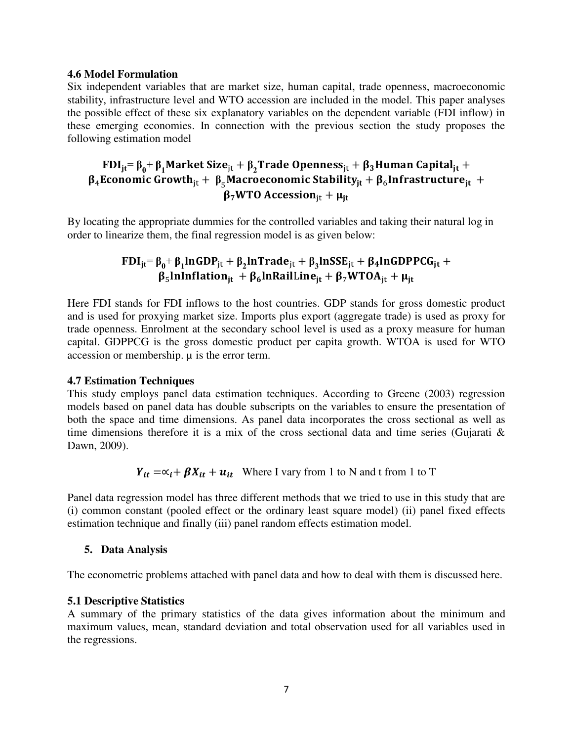### 4.6 Model Formulation

Six independent variables that are market size, human capital, trade openness, macroeconomic stability, infrastructure level and WTO accession are included in the model. This paper analyses the possible effect of these six explanatory variables on the dependent variable (FDI inflow) in these emerging economies. In connection with the previous section the study proposes the following estimation model

$$\mathbf{FDI_{jt}} = \boldsymbol{\beta_0} + \boldsymbol{\beta_1}\mathbf{Market\ Size}_{jt} + \boldsymbol{\beta_2}\mathbf{Trade\ Openness}_{jt} + \boldsymbol{\beta_3}\mathbf{Human\ Capital_{jt}} + \boldsymbol{\beta_4}\mathbf{Economic\ Growth}_{jt} + \boldsymbol{\beta_5}\mathbf{Macroeconomic\ Stability_{jt}} + \boldsymbol{\beta_6}\mathbf{Infrastructure_{jt}} + \boldsymbol{\beta_7}\mathbf{WTO\ Accession}_{jt} + \boldsymbol{\mu_{jt}}$$

By locating the appropriate dummies for the controlled variables and taking their natural log in order to linearize them, the final regression model is as given below:

$$\mathbf{FDI_{jt}} = \boldsymbol{\beta_0} + \boldsymbol{\beta_1}\mathbf{lnGDP}_{jt} + \boldsymbol{\beta_2}\mathbf{lnTrade}_{jt} + \boldsymbol{\beta_3}\mathbf{lnSSE}_{jt} + \boldsymbol{\beta_4}\mathbf{lnGDPPCG_{jt}} + \boldsymbol{\beta_5}\mathbf{lnInflation_{jt}} + \boldsymbol{\beta_6}\mathbf{lnRailLine_{jt}} + \boldsymbol{\beta_7}\mathbf{WTOA}_{jt} + \boldsymbol{\mu_{jt}}$$

Here FDI stands for FDI inflows to the host countries. GDP stands for gross domestic product and is used for proxying market size. Imports plus export (aggregate trade) is used as proxy for trade openness. Enrolment at the secondary school level is used as a proxy measure for human capital. GDPPCG is the gross domestic product per capita growth. WTOA is used for WTO accession or membership. μ is the error term.

### 4.7 Estimation Techniques

This study employs panel data estimation techniques. According to Greene (2003) regression models based on panel data has double subscripts on the variables to ensure the presentation of both the space and time dimensions. As panel data incorporates the cross sectional as well as time dimensions therefore it is a mix of the cross sectional data and time series (Gujarati & Dawn, 2009).

$$\boldsymbol{Y_{it}} = \propto_i + \boldsymbol{\beta X_{it}} + \boldsymbol{u_{it}} \quad \text{Where I vary from 1 to N and t from 1 to T}$$

Panel data regression model has three different methods that we tried to use in this study that are (i) common constant (pooled effect or the ordinary least square model) (ii) panel fixed effects estimation technique and finally (iii) panel random effects estimation model.

## 5. Data Analysis

The econometric problems attached with panel data and how to deal with them is discussed here.

### 5.1 Descriptive Statistics

A summary of the primary statistics of the data gives information about the minimum and maximum values, mean, standard deviation and total observation used for all variables used in the regressions.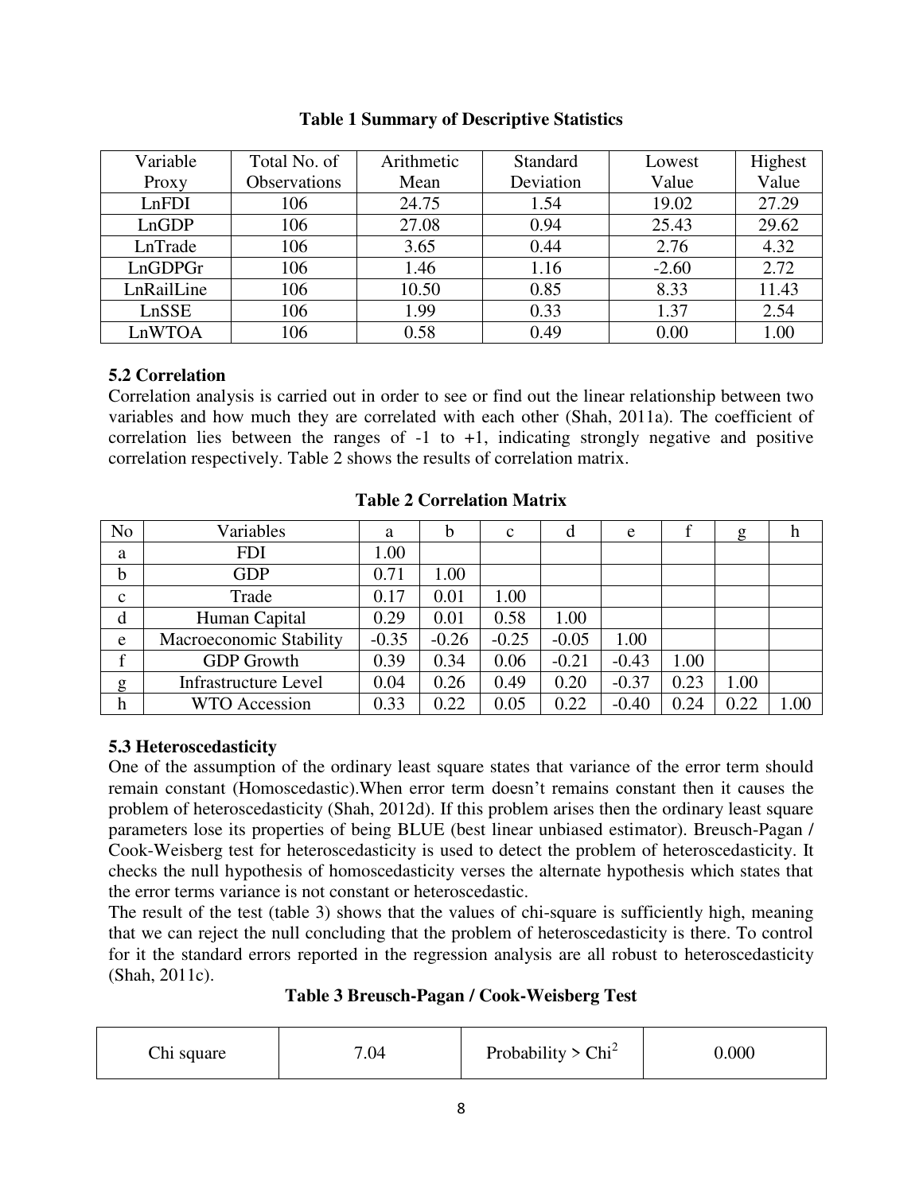**Table 1 Summary of Descriptive Statistics**

| Variable Proxy | Total No. of Observations | Arithmetic Mean | Standard Deviation | Lowest Value | Highest Value |
|---|---|---|---|---|---|
| LnFDI | 106 | 24.75 | 1.54 | 19.02 | 27.29 |
| LnGDP | 106 | 27.08 | 0.94 | 25.43 | 29.62 |
| LnTrade | 106 | 3.65 | 0.44 | 2.76 | 4.32 |
| LnGDPGr | 106 | 1.46 | 1.16 | -2.60 | 2.72 |
| LnRailLine | 106 | 10.50 | 0.85 | 8.33 | 11.43 |
| LnSSE | 106 | 1.99 | 0.33 | 1.37 | 2.54 |
| LnWTOA | 106 | 0.58 | 0.49 | 0.00 | 1.00 |

### 5.2 Correlation

Correlation analysis is carried out in order to see or find out the linear relationship between two variables and how much they are correlated with each other (Shah, 2011a). The coefficient of correlation lies between the ranges of -1 to +1, indicating strongly negative and positive correlation respectively. Table 2 shows the results of correlation matrix.

**Table 2 Correlation Matrix**

| No | Variables | a | b | c | d | e | f | g | h |
|---|---|---|---|---|---|---|---|---|---|
| a | FDI | 1.00 | | | | | | | |
| b | GDP | 0.71 | 1.00 | | | | | | |
| c | Trade | 0.17 | 0.01 | 1.00 | | | | | |
| d | Human Capital | 0.29 | 0.01 | 0.58 | 1.00 | | | | |
| e | Macroeconomic Stability | -0.35 | -0.26 | -0.25 | -0.05 | 1.00 | | | |
| f | GDP Growth | 0.39 | 0.34 | 0.06 | -0.21 | -0.43 | 1.00 | | |
| g | Infrastructure Level | 0.04 | 0.26 | 0.49 | 0.20 | -0.37 | 0.23 | 1.00 | |
| h | WTO Accession | 0.33 | 0.22 | 0.05 | 0.22 | -0.40 | 0.24 | 0.22 | 1.00 |

### 5.3 Heteroscedasticity

One of the assumption of the ordinary least square states that variance of the error term should remain constant (Homoscedastic).When error term doesn't remains constant then it causes the problem of heteroscedasticity (Shah, 2012d). If this problem arises then the ordinary least square parameters lose its properties of being BLUE (best linear unbiased estimator). Breusch-Pagan / Cook-Weisberg test for heteroscedasticity is used to detect the problem of heteroscedasticity. It checks the null hypothesis of homoscedasticity verses the alternate hypothesis which states that the error terms variance is not constant or heteroscedastic.

The result of the test (table 3) shows that the values of chi-square is sufficiently high, meaning that we can reject the null concluding that the problem of heteroscedasticity is there. To control for it the standard errors reported in the regression analysis are all robust to heteroscedasticity (Shah, 2011c).

**Table 3 Breusch-Pagan / Cook-Weisberg Test**

| Chi square | 7.04 | Probability > $Chi^2$ | 0.000 |
|---|---|---|---|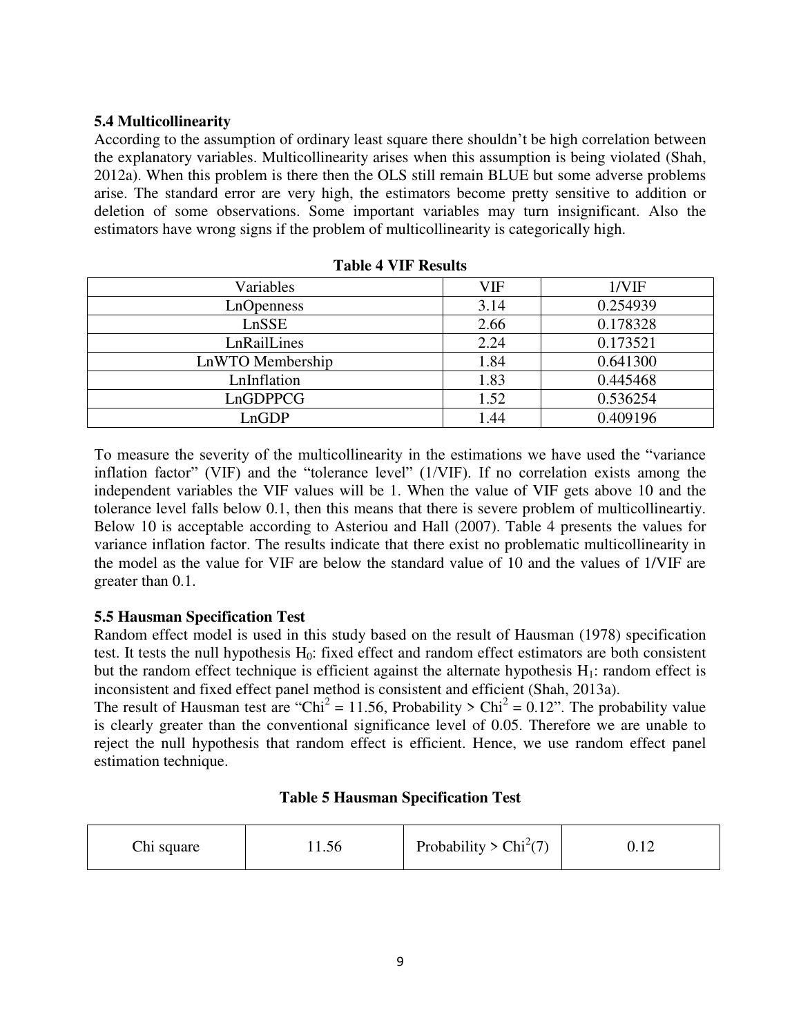### 5.4 Multicollinearity

According to the assumption of ordinary least square there shouldn't be high correlation between the explanatory variables. Multicollinearity arises when this assumption is being violated (Shah, 2012a). When this problem is there then the OLS still remain BLUE but some adverse problems arise. The standard error are very high, the estimators become pretty sensitive to addition or deletion of some observations. Some important variables may turn insignificant. Also the estimators have wrong signs if the problem of multicollinearity is categorically high.

**Table 4 VIF Results**

| Variables | VIF | 1/VIF |
|---|---|---|
| LnOpenness | 3.14 | 0.254939 |
| LnSSE | 2.66 | 0.178328 |
| LnRailLines | 2.24 | 0.173521 |
| LnWTO Membership | 1.84 | 0.641300 |
| LnInflation | 1.83 | 0.445468 |
| LnGDPPCG | 1.52 | 0.536254 |
| LnGDP | 1.44 | 0.409196 |

To measure the severity of the multicollinearity in the estimations we have used the "variance inflation factor" (VIF) and the "tolerance level" (1/VIF). If no correlation exists among the independent variables the VIF values will be 1. When the value of VIF gets above 10 and the tolerance level falls below 0.1, then this means that there is severe problem of multicollineartiy. Below 10 is acceptable according to Asteriou and Hall (2007). Table 4 presents the values for variance inflation factor. The results indicate that there exist no problematic multicollinearity in the model as the value for VIF are below the standard value of 10 and the values of 1/VIF are greater than 0.1.

### 5.5 Hausman Specification Test

Random effect model is used in this study based on the result of Hausman (1978) specification test. It tests the null hypothesis $H_0$: fixed effect and random effect estimators are both consistent but the random effect technique is efficient against the alternate hypothesis $H_1$: random effect is inconsistent and fixed effect panel method is consistent and efficient (Shah, 2013a).

The result of Hausman test are "$Chi^2 = 11.56$, Probability > $Chi^2 = 0.12$". The probability value is clearly greater than the conventional significance level of 0.05. Therefore we are unable to reject the null hypothesis that random effect is efficient. Hence, we use random effect panel estimation technique.

**Table 5 Hausman Specification Test**

| Chi square | 11.56 | Probability > $Chi^2(7)$ | 0.12 |
|---|---|---|---|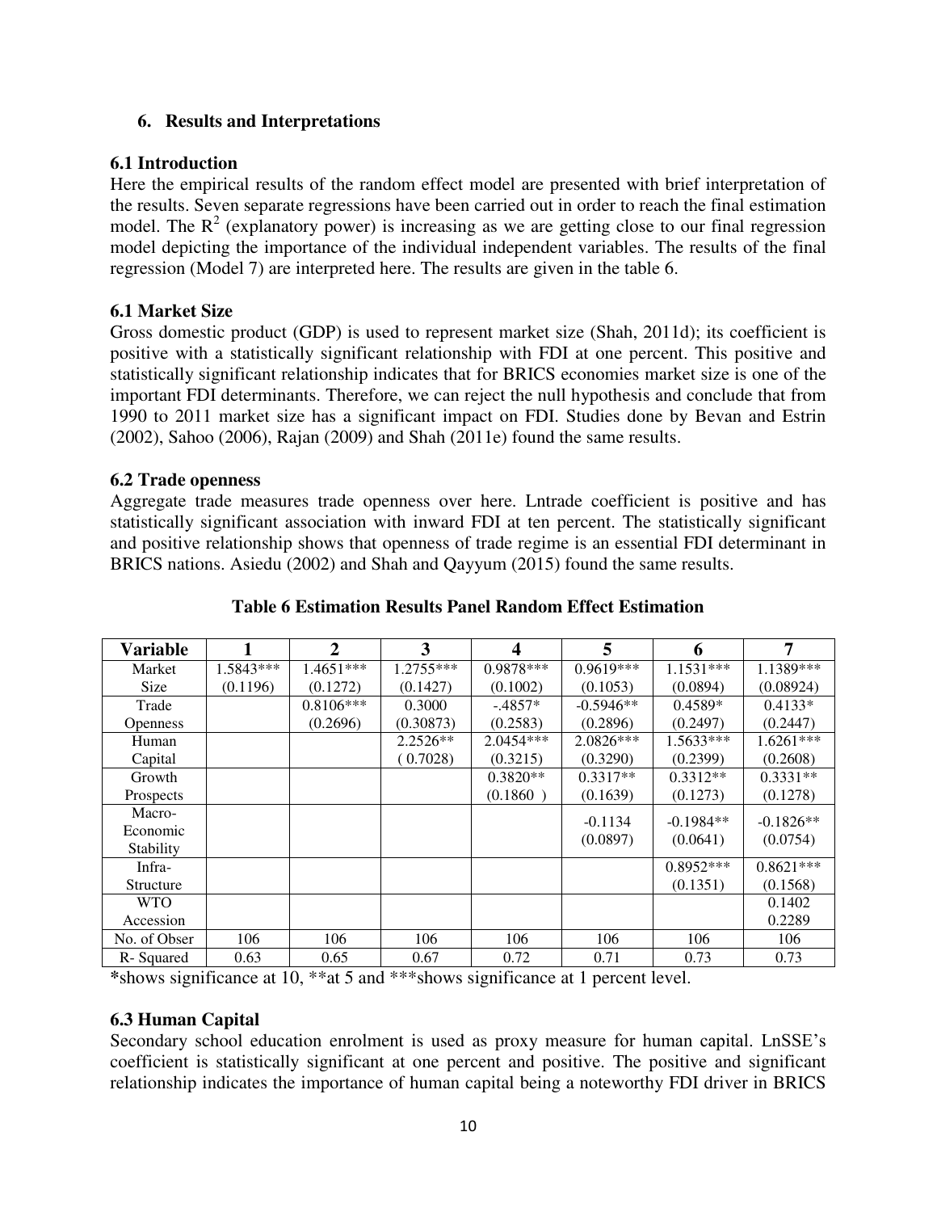## 6. Results and Interpretations

### 6.1 Introduction

Here the empirical results of the random effect model are presented with brief interpretation of the results. Seven separate regressions have been carried out in order to reach the final estimation model. The $R^2$ (explanatory power) is increasing as we are getting close to our final regression model depicting the importance of the individual independent variables. The results of the final regression (Model 7) are interpreted here. The results are given in the table 6.

### 6.1 Market Size

Gross domestic product (GDP) is used to represent market size (Shah, 2011d); its coefficient is positive with a statistically significant relationship with FDI at one percent. This positive and statistically significant relationship indicates that for BRICS economies market size is one of the important FDI determinants. Therefore, we can reject the null hypothesis and conclude that from 1990 to 2011 market size has a significant impact on FDI. Studies done by Bevan and Estrin (2002), Sahoo (2006), Rajan (2009) and Shah (2011e) found the same results.

### 6.2 Trade openness

Aggregate trade measures trade openness over here. Lntrade coefficient is positive and has statistically significant association with inward FDI at ten percent. The statistically significant and positive relationship shows that openness of trade regime is an essential FDI determinant in BRICS nations. Asiedu (2002) and Shah and Qayyum (2015) found the same results.

**Table 6 Estimation Results Panel Random Effect Estimation**

| Variable | 1 | 2 | 3 | 4 | 5 | 6 | 7 |
|---|---|---|---|---|---|---|---|
| Market Size | 1.5843*** (0.1196) | 1.4651*** (0.1272) | 1.2755*** (0.1427) | 0.9878*** (0.1002) | 0.9619*** (0.1053) | 1.1531*** (0.0894) | 1.1389*** (0.08924) |
| Trade Openness | | 0.8106*** (0.2696) | 0.3000 (0.30873) | -.4857* (0.2583) | -0.5946** (0.2896) | 0.4589* (0.2497) | 0.4133* (0.2447) |
| Human Capital | | | 2.2526** ( 0.7028) | 2.0454*** (0.3215) | 2.0826*** (0.3290) | 1.5633*** (0.2399) | 1.6261*** (0.2608) |
| Growth Prospects | | | | 0.3820** (0.1860 ) | 0.3317** (0.1639) | 0.3312** (0.1273) | 0.3331** (0.1278) |
| Macro-Economic Stability | | | | | -0.1134 (0.0897) | -0.1984** (0.0641) | -0.1826** (0.0754) |
| Infra-Structure | | | | | | 0.8952*** (0.1351) | 0.8621*** (0.1568) |
| WTO Accession | | | | | | | 0.1402 0.2289 |
| No. of Obser | 106 | 106 | 106 | 106 | 106 | 106 | 106 |
| R- Squared | 0.63 | 0.65 | 0.67 | 0.72 | 0.71 | 0.73 | 0.73 |

*shows significance at 10, **at 5 and ***shows significance at 1 percent level.

### 6.3 Human Capital

Secondary school education enrolment is used as proxy measure for human capital. LnSSE's coefficient is statistically significant at one percent and positive. The positive and significant relationship indicates the importance of human capital being a noteworthy FDI driver in BRICS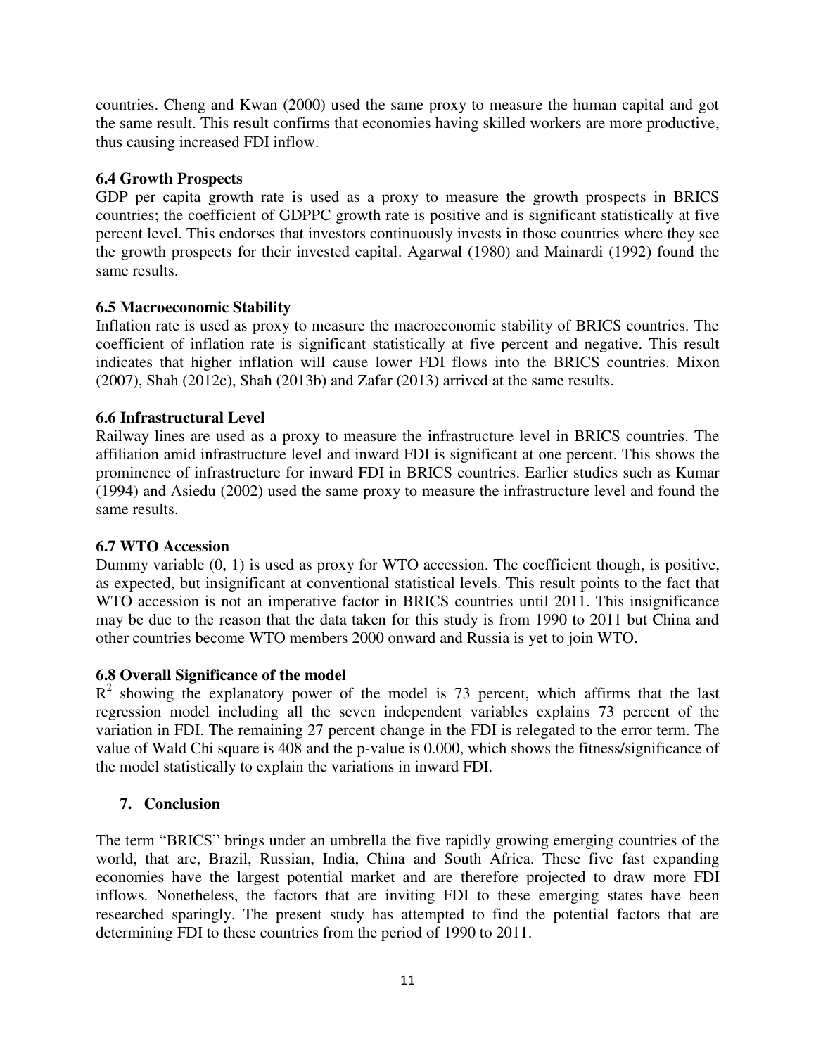countries. Cheng and Kwan (2000) used the same proxy to measure the human capital and got the same result. This result confirms that economies having skilled workers are more productive, thus causing increased FDI inflow.

### 6.4 Growth Prospects

GDP per capita growth rate is used as a proxy to measure the growth prospects in BRICS countries; the coefficient of GDPPC growth rate is positive and is significant statistically at five percent level. This endorses that investors continuously invests in those countries where they see the growth prospects for their invested capital. Agarwal (1980) and Mainardi (1992) found the same results.

### 6.5 Macroeconomic Stability

Inflation rate is used as proxy to measure the macroeconomic stability of BRICS countries. The coefficient of inflation rate is significant statistically at five percent and negative. This result indicates that higher inflation will cause lower FDI flows into the BRICS countries. Mixon (2007), Shah (2012c), Shah (2013b) and Zafar (2013) arrived at the same results.

### 6.6 Infrastructural Level

Railway lines are used as a proxy to measure the infrastructure level in BRICS countries. The affiliation amid infrastructure level and inward FDI is significant at one percent. This shows the prominence of infrastructure for inward FDI in BRICS countries. Earlier studies such as Kumar (1994) and Asiedu (2002) used the same proxy to measure the infrastructure level and found the same results.

### 6.7 WTO Accession

Dummy variable (0, 1) is used as proxy for WTO accession. The coefficient though, is positive, as expected, but insignificant at conventional statistical levels. This result points to the fact that WTO accession is not an imperative factor in BRICS countries until 2011. This insignificance may be due to the reason that the data taken for this study is from 1990 to 2011 but China and other countries become WTO members 2000 onward and Russia is yet to join WTO.

### 6.8 Overall Significance of the model

$R^2$ showing the explanatory power of the model is 73 percent, which affirms that the last regression model including all the seven independent variables explains 73 percent of the variation in FDI. The remaining 27 percent change in the FDI is relegated to the error term. The value of Wald Chi square is 408 and the p-value is 0.000, which shows the fitness/significance of the model statistically to explain the variations in inward FDI.

## 7. Conclusion

The term "BRICS" brings under an umbrella the five rapidly growing emerging countries of the world, that are, Brazil, Russian, India, China and South Africa. These five fast expanding economies have the largest potential market and are therefore projected to draw more FDI inflows. Nonetheless, the factors that are inviting FDI to these emerging states have been researched sparingly. The present study has attempted to find the potential factors that are determining FDI to these countries from the period of 1990 to 2011.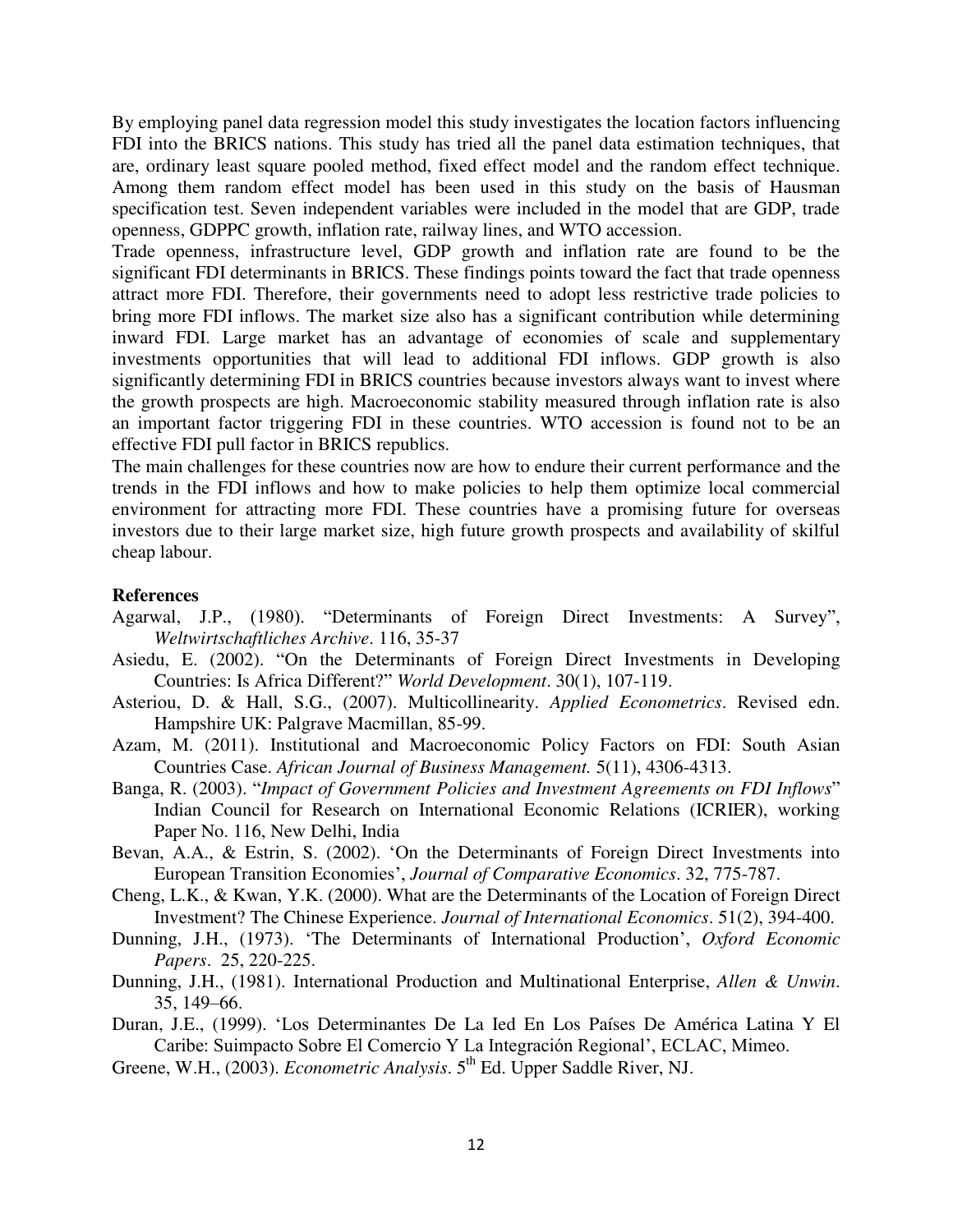By employing panel data regression model this study investigates the location factors influencing FDI into the BRICS nations. This study has tried all the panel data estimation techniques, that are, ordinary least square pooled method, fixed effect model and the random effect technique. Among them random effect model has been used in this study on the basis of Hausman specification test. Seven independent variables were included in the model that are GDP, trade openness, GDPPC growth, inflation rate, railway lines, and WTO accession.

Trade openness, infrastructure level, GDP growth and inflation rate are found to be the significant FDI determinants in BRICS. These findings points toward the fact that trade openness attract more FDI. Therefore, their governments need to adopt less restrictive trade policies to bring more FDI inflows. The market size also has a significant contribution while determining inward FDI. Large market has an advantage of economies of scale and supplementary investments opportunities that will lead to additional FDI inflows. GDP growth is also significantly determining FDI in BRICS countries because investors always want to invest where the growth prospects are high. Macroeconomic stability measured through inflation rate is also an important factor triggering FDI in these countries. WTO accession is found not to be an effective FDI pull factor in BRICS republics.

The main challenges for these countries now are how to endure their current performance and the trends in the FDI inflows and how to make policies to help them optimize local commercial environment for attracting more FDI. These countries have a promising future for overseas investors due to their large market size, high future growth prospects and availability of skilful cheap labour.

## References

Agarwal, J.P., (1980). "Determinants of Foreign Direct Investments: A Survey", *Weltwirtschaftliches Archive*. 116, 35-37

Asiedu, E. (2002). "On the Determinants of Foreign Direct Investments in Developing Countries: Is Africa Different?" *World Development*. 30(1), 107-119.

Asteriou, D. & Hall, S.G., (2007). Multicollinearity. *Applied Econometrics*. Revised edn. Hampshire UK: Palgrave Macmillan, 85-99.

Azam, M. (2011). Institutional and Macroeconomic Policy Factors on FDI: South Asian Countries Case. *African Journal of Business Management.* 5(11), 4306-4313.

Banga, R. (2003). "*Impact of Government Policies and Investment Agreements on FDI Inflows*" Indian Council for Research on International Economic Relations (ICRIER), working Paper No. 116, New Delhi, India

Bevan, A.A., & Estrin, S. (2002). 'On the Determinants of Foreign Direct Investments into European Transition Economies', *Journal of Comparative Economics*. 32, 775-787.

Cheng, L.K., & Kwan, Y.K. (2000). What are the Determinants of the Location of Foreign Direct Investment? The Chinese Experience. *Journal of International Economics*. 51(2), 394-400.

Dunning, J.H., (1973). 'The Determinants of International Production', *Oxford Economic Papers*. 25, 220-225.

Dunning, J.H., (1981). International Production and Multinational Enterprise, *Allen & Unwin*. 35, 149–66.

Duran, J.E., (1999). 'Los Determinantes De La Ied En Los Países De América Latina Y El Caribe: Suimpacto Sobre El Comercio Y La Integración Regional', ECLAC, Mimeo.

Greene, W.H., (2003). *Econometric Analysis*. 5th Ed. Upper Saddle River, NJ.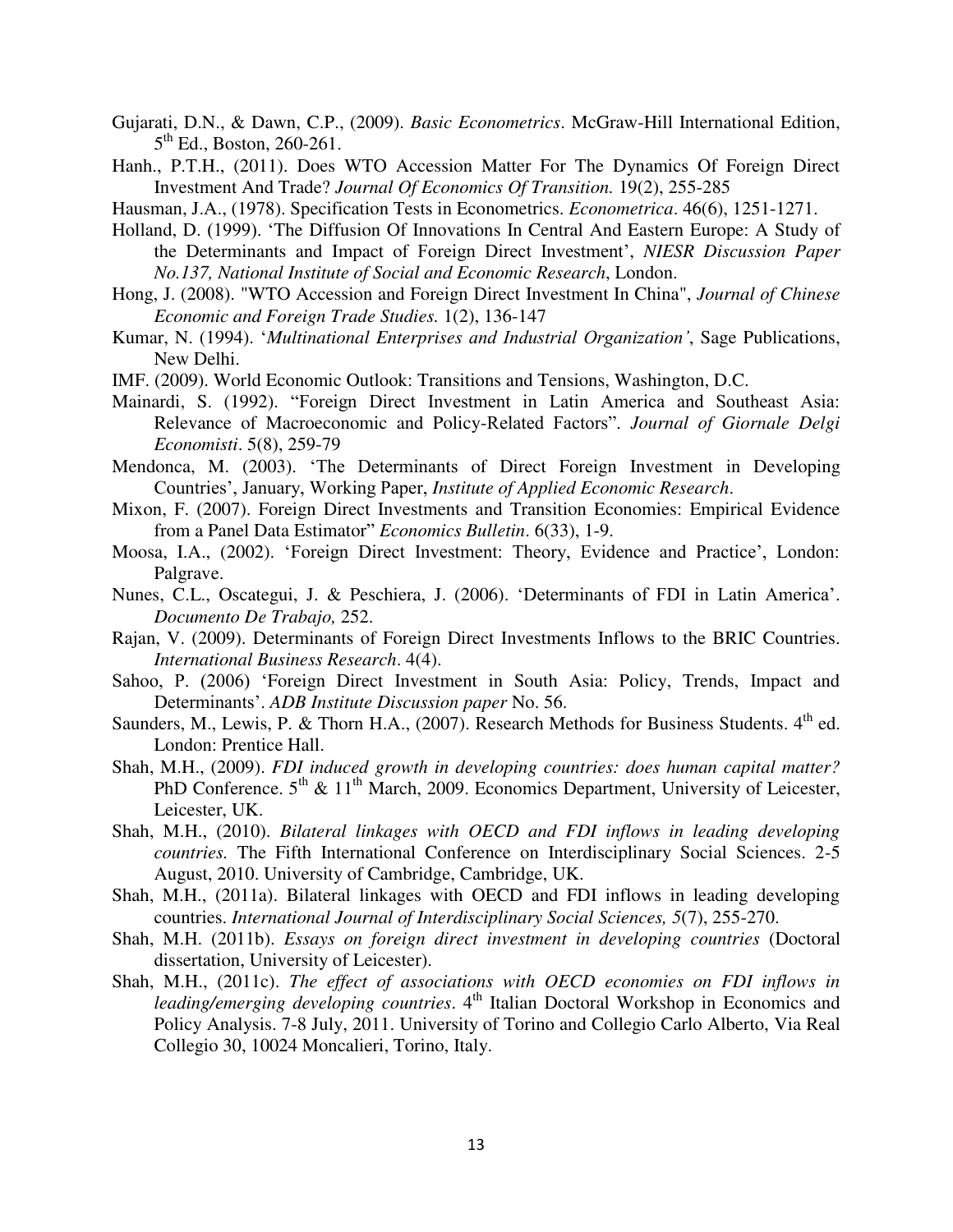Gujarati, D.N., & Dawn, C.P., (2009). *Basic Econometrics*. McGraw-Hill International Edition, 5th Ed., Boston, 260-261.

Hanh., P.T.H., (2011). Does WTO Accession Matter For The Dynamics Of Foreign Direct Investment And Trade? *Journal Of Economics Of Transition.* 19(2), 255-285

Hausman, J.A., (1978). Specification Tests in Econometrics. *Econometrica*. 46(6), 1251-1271.

Holland, D. (1999). 'The Diffusion Of Innovations In Central And Eastern Europe: A Study of the Determinants and Impact of Foreign Direct Investment', *NIESR Discussion Paper No.137, National Institute of Social and Economic Research*, London.

Hong, J. (2008). "WTO Accession and Foreign Direct Investment In China", *Journal of Chinese Economic and Foreign Trade Studies.* 1(2), 136-147

Kumar, N. (1994). '*Multinational Enterprises and Industrial Organization'*, Sage Publications, New Delhi.

IMF. (2009). World Economic Outlook: Transitions and Tensions, Washington, D.C.

Mainardi, S. (1992). "Foreign Direct Investment in Latin America and Southeast Asia: Relevance of Macroeconomic and Policy-Related Factors". *Journal of Giornale Delgi Economisti*. 5(8), 259-79

Mendonca, M. (2003). 'The Determinants of Direct Foreign Investment in Developing Countries', January, Working Paper, *Institute of Applied Economic Research*.

Mixon, F. (2007). Foreign Direct Investments and Transition Economies: Empirical Evidence from a Panel Data Estimator" *Economics Bulletin*. 6(33), 1-9.

Moosa, I.A., (2002). 'Foreign Direct Investment: Theory, Evidence and Practice', London: Palgrave.

Nunes, C.L., Oscategui, J. & Peschiera, J. (2006). 'Determinants of FDI in Latin America'. *Documento De Trabajo,* 252.

Rajan, V. (2009). Determinants of Foreign Direct Investments Inflows to the BRIC Countries. *International Business Research*. 4(4).

Sahoo, P. (2006) 'Foreign Direct Investment in South Asia: Policy, Trends, Impact and Determinants'. *ADB Institute Discussion paper* No. 56.

Saunders, M., Lewis, P. & Thorn H.A., (2007). Research Methods for Business Students. 4th ed. London: Prentice Hall.

Shah, M.H., (2009). *FDI induced growth in developing countries: does human capital matter?* PhD Conference. 5th & 11th March, 2009. Economics Department, University of Leicester, Leicester, UK.

Shah, M.H., (2010). *Bilateral linkages with OECD and FDI inflows in leading developing countries.* The Fifth International Conference on Interdisciplinary Social Sciences. 2-5 August, 2010. University of Cambridge, Cambridge, UK.

Shah, M.H., (2011a). Bilateral linkages with OECD and FDI inflows in leading developing countries. *International Journal of Interdisciplinary Social Sciences, 5*(7), 255-270.

Shah, M.H. (2011b). *Essays on foreign direct investment in developing countries* (Doctoral dissertation, University of Leicester).

Shah, M.H., (2011c). *The effect of associations with OECD economies on FDI inflows in leading/emerging developing countries*. 4th Italian Doctoral Workshop in Economics and Policy Analysis. 7-8 July, 2011. University of Torino and Collegio Carlo Alberto, Via Real Collegio 30, 10024 Moncalieri, Torino, Italy.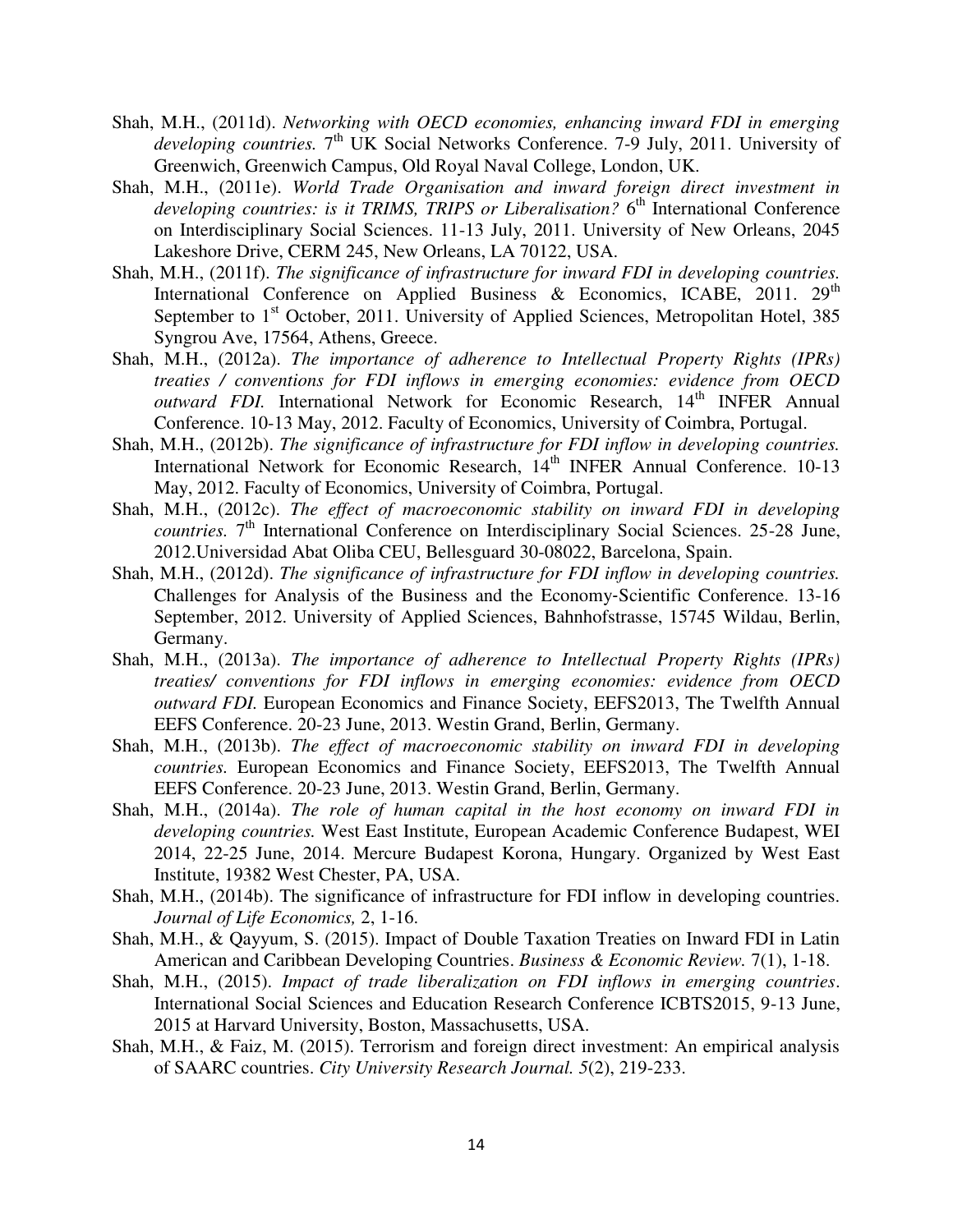Shah, M.H., (2011d). *Networking with OECD economies, enhancing inward FDI in emerging developing countries.* 7th UK Social Networks Conference. 7-9 July, 2011. University of Greenwich, Greenwich Campus, Old Royal Naval College, London, UK.

Shah, M.H., (2011e). *World Trade Organisation and inward foreign direct investment in developing countries: is it TRIMS, TRIPS or Liberalisation?* 6th International Conference on Interdisciplinary Social Sciences. 11-13 July, 2011. University of New Orleans, 2045 Lakeshore Drive, CERM 245, New Orleans, LA 70122, USA.

Shah, M.H., (2011f). *The significance of infrastructure for inward FDI in developing countries.* International Conference on Applied Business & Economics, ICABE, 2011. 29th September to 1st October, 2011. University of Applied Sciences, Metropolitan Hotel, 385 Syngrou Ave, 17564, Athens, Greece.

Shah, M.H., (2012a). *The importance of adherence to Intellectual Property Rights (IPRs) treaties / conventions for FDI inflows in emerging economies: evidence from OECD outward FDI.* International Network for Economic Research, 14th INFER Annual Conference. 10-13 May, 2012. Faculty of Economics, University of Coimbra, Portugal.

Shah, M.H., (2012b). *The significance of infrastructure for FDI inflow in developing countries.* International Network for Economic Research, 14th INFER Annual Conference. 10-13 May, 2012. Faculty of Economics, University of Coimbra, Portugal.

Shah, M.H., (2012c). *The effect of macroeconomic stability on inward FDI in developing countries.* 7th International Conference on Interdisciplinary Social Sciences. 25-28 June, 2012.Universidad Abat Oliba CEU, Bellesguard 30-08022, Barcelona, Spain.

Shah, M.H., (2012d). *The significance of infrastructure for FDI inflow in developing countries.* Challenges for Analysis of the Business and the Economy-Scientific Conference. 13-16 September, 2012. University of Applied Sciences, Bahnhofstrasse, 15745 Wildau, Berlin, Germany.

Shah, M.H., (2013a). *The importance of adherence to Intellectual Property Rights (IPRs) treaties/ conventions for FDI inflows in emerging economies: evidence from OECD outward FDI.* European Economics and Finance Society, EEFS2013, The Twelfth Annual EEFS Conference. 20-23 June, 2013. Westin Grand, Berlin, Germany.

Shah, M.H., (2013b). *The effect of macroeconomic stability on inward FDI in developing countries.* European Economics and Finance Society, EEFS2013, The Twelfth Annual EEFS Conference. 20-23 June, 2013. Westin Grand, Berlin, Germany.

Shah, M.H., (2014a). *The role of human capital in the host economy on inward FDI in developing countries.* West East Institute, European Academic Conference Budapest, WEI 2014, 22-25 June, 2014. Mercure Budapest Korona, Hungary. Organized by West East Institute, 19382 West Chester, PA, USA.

Shah, M.H., (2014b). The significance of infrastructure for FDI inflow in developing countries. *Journal of Life Economics,* 2, 1-16.

Shah, M.H., & Qayyum, S. (2015). Impact of Double Taxation Treaties on Inward FDI in Latin American and Caribbean Developing Countries. *Business & Economic Review.* 7(1), 1-18.

Shah, M.H., (2015). *Impact of trade liberalization on FDI inflows in emerging countries*. International Social Sciences and Education Research Conference ICBTS2015, 9-13 June, 2015 at Harvard University, Boston, Massachusetts, USA.

Shah, M.H., & Faiz, M. (2015). Terrorism and foreign direct investment: An empirical analysis of SAARC countries. *City University Research Journal. 5*(2), 219-233.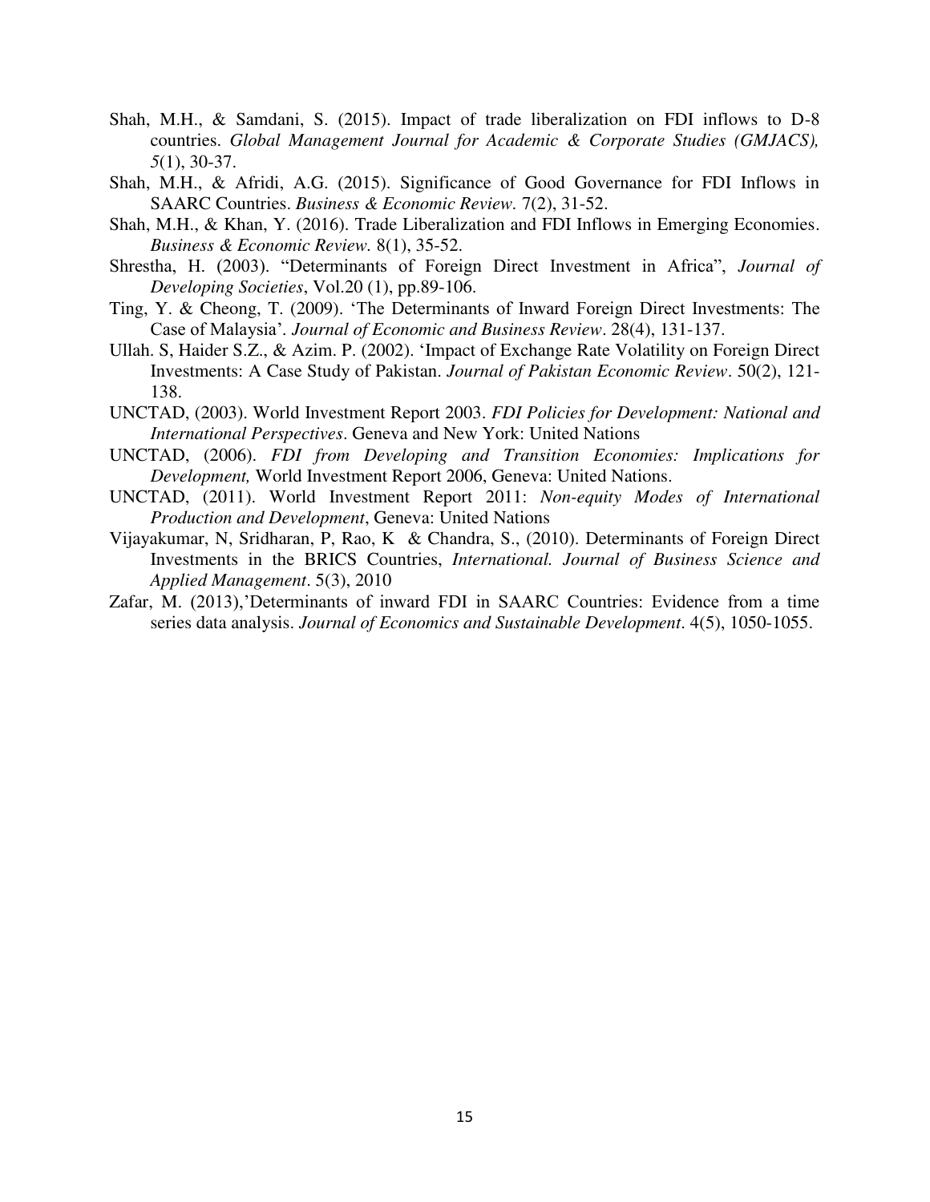Shah, M.H., & Samdani, S. (2015). Impact of trade liberalization on FDI inflows to D-8 countries. *Global Management Journal for Academic & Corporate Studies (GMJACS), 5*(1), 30-37.

Shah, M.H., & Afridi, A.G. (2015). Significance of Good Governance for FDI Inflows in SAARC Countries. *Business & Economic Review*. 7(2), 31-52.

Shah, M.H., & Khan, Y. (2016). Trade Liberalization and FDI Inflows in Emerging Economies. *Business & Economic Review*. 8(1), 35-52.

Shrestha, H. (2003). "Determinants of Foreign Direct Investment in Africa", *Journal of Developing Societies*, Vol.20 (1), pp.89-106.

Ting, Y. & Cheong, T. (2009). 'The Determinants of Inward Foreign Direct Investments: The Case of Malaysia'. *Journal of Economic and Business Review*. 28(4), 131-137.

Ullah. S, Haider S.Z., & Azim. P. (2002). 'Impact of Exchange Rate Volatility on Foreign Direct Investments: A Case Study of Pakistan. *Journal of Pakistan Economic Review*. 50(2), 121-138.

UNCTAD, (2003). World Investment Report 2003. *FDI Policies for Development: National and International Perspectives*. Geneva and New York: United Nations

UNCTAD, (2006). *FDI from Developing and Transition Economies: Implications for Development,* World Investment Report 2006, Geneva: United Nations.

UNCTAD, (2011). World Investment Report 2011: *Non-equity Modes of International Production and Development*, Geneva: United Nations

Vijayakumar, N, Sridharan, P, Rao, K & Chandra, S., (2010). Determinants of Foreign Direct Investments in the BRICS Countries, *International. Journal of Business Science and Applied Management*. 5(3), 2010

Zafar, M. (2013),'Determinants of inward FDI in SAARC Countries: Evidence from a time series data analysis. *Journal of Economics and Sustainable Development*. 4(5), 1050-1055.